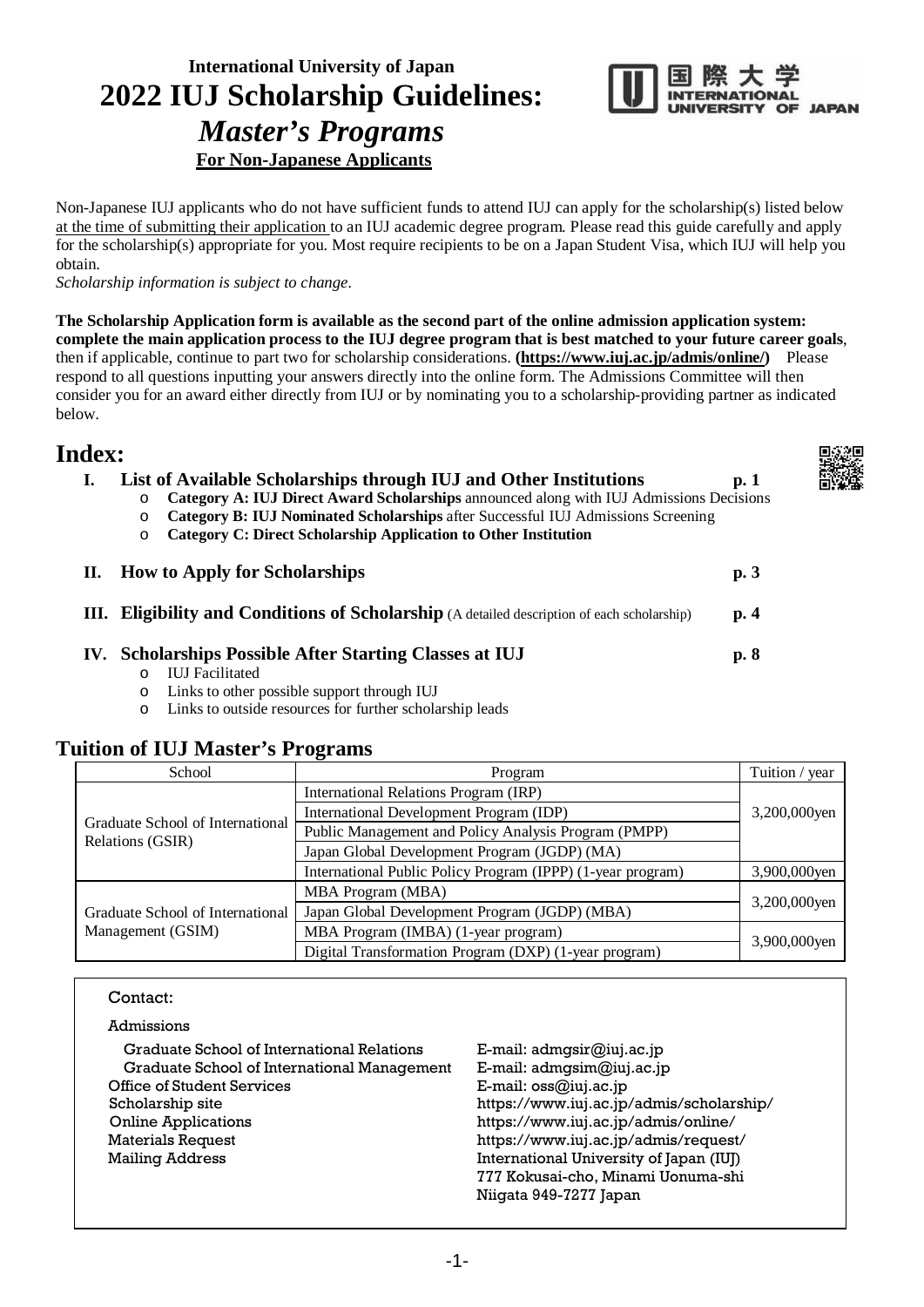**International University of Japan**

# 2022 IUJ Scholarship Guidelines: *Master's Programs*

**For Non-Japanese Applicants**

Non-Japanese IUJ applicants who do not have sufficient funds to attend IUJ can apply for the scholarship(s) listed below at the time of submitting their application to an IUJ academic degree program. Please read this guide carefully and apply for the scholarship(s) appropriate for you. Most require recipients to be on a Japan Student Visa, which IUJ will help you obtain.

*Scholarship information is subject to change.*

**The Scholarship Application form is available as the second part of the online admission application system: complete the main application process to the IUJ degree program that is best matched to your future career goals**, then if applicable, continue to part two for scholarship considerations. **(https://www.iuj.ac.jp/admis/online/)** Please respond to all questions inputting your answers directly into the online form. The Admissions Committee will then consider you for an award either directly from IUJ or by nominating you to a scholarship-providing partner as indicated below.

## Index:

**I. List of Available Scholarships through IUJ and Other Institutions** **p. 1**
- **Category A: IUJ Direct Award Scholarships** announced along with IUJ Admissions Decisions
- **Category B: IUJ Nominated Scholarships** after Successful IUJ Admissions Screening
- **Category C: Direct Scholarship Application to Other Institution**

**II. How to Apply for Scholarships** **p. 3**

**III. Eligibility and Conditions of Scholarship** (A detailed description of each scholarship) **p. 4**

**IV. Scholarships Possible After Starting Classes at IUJ** **p. 8**
- IUJ Facilitated
- Links to other possible support through IUJ
- Links to outside resources for further scholarship leads

## Tuition of IUJ Master's Programs

| School | Program | Tuition / year |
|---|---|---|
| Graduate School of International Relations (GSIR) | International Relations Program (IRP) | 3,200,000yen |
| | International Development Program (IDP) | |
| | Public Management and Policy Analysis Program (PMPP) | |
| | Japan Global Development Program (JGDP) (MA) | |
| | International Public Policy Program (IPPP) (1-year program) | 3,900,000yen |
| Graduate School of International Management (GSIM) | MBA Program (MBA) | 3,200,000yen |
| | Japan Global Development Program (JGDP) (MBA) | |
| | MBA Program (IMBA) (1-year program) | 3,900,000yen |
| | Digital Transformation Program (DXP) (1-year program) | |

Contact:

Admissions

| | |
|---|---|
| Graduate School of International Relations | E-mail: admgsir@iuj.ac.jp |
| Graduate School of International Management | E-mail: admgsim@iuj.ac.jp |
| Office of Student Services | E-mail: oss@iuj.ac.jp |
| Scholarship site | https://www.iuj.ac.jp/admis/scholarship/ |
| Online Applications | https://www.iuj.ac.jp/admis/online/ |
| Materials Request | https://www.iuj.ac.jp/admis/request/ |
| Mailing Address | International University of Japan (IUJ)<br>777 Kokusai-cho, Minami Uonuma-shi<br>Niigata 949-7277 Japan |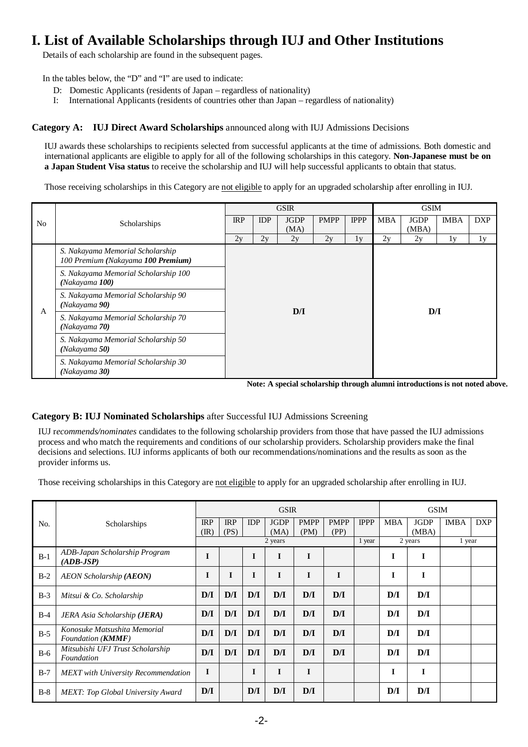# I. List of Available Scholarships through IUJ and Other Institutions

Details of each scholarship are found in the subsequent pages.

In the tables below, the "D" and "I" are used to indicate:

- D: Domestic Applicants (residents of Japan – regardless of nationality)
- I: International Applicants (residents of countries other than Japan – regardless of nationality)

### Category A: **IUJ Direct Award Scholarships** announced along with IUJ Admissions Decisions

IUJ awards these scholarships to recipients selected from successful applicants at the time of admissions. Both domestic and international applicants are eligible to apply for all of the following scholarships in this category. **Non-Japanese must be on a Japan Student Visa status** to receive the scholarship and IUJ will help successful applicants to obtain that status.

Those receiving scholarships in this Category are not eligible to apply for an upgraded scholarship after enrolling in IUJ.

| No | Scholarships | GSIR | | | | | GSIM | | | |
|---|---|---|---|---|---|---|---|---|---|---|
| | | IRP | IDP | JGDP (MA) | PMPP | IPPP | MBA | JGDP (MBA) | IMBA | DXP |
| | | 2y | 2y | 2y | 2y | 1y | 2y | 2y | 1y | 1y |
| A | *S. Nakayama Memorial Scholarship 100 Premium **(Nakayama 100 Premium)*** | **D/I** | | | | | **D/I** | | | |
| | *S. Nakayama Memorial Scholarship 100 (Nakayama **100**)* | | | | | | | | | |
| | *S. Nakayama Memorial Scholarship 90 (Nakayama **90**)* | | | | | | | | | |
| | *S. Nakayama Memorial Scholarship 70 (Nakayama **70**)* | | | | | | | | | |
| | *S. Nakayama Memorial Scholarship 50 (Nakayama **50**)* | | | | | | | | | |
| | *S. Nakayama Memorial Scholarship 30 (Nakayama **30**)* | | | | | | | | | |

**Note: A special scholarship through alumni introductions is not noted above.**

### Category B: IUJ Nominated Scholarships after Successful IUJ Admissions Screening

IUJ *recommends/nominates* candidates to the following scholarship providers from those that have passed the IUJ admissions process and who match the requirements and conditions of our scholarship providers. Scholarship providers make the final decisions and selections. IUJ informs applicants of both our recommendations/nominations and the results as soon as the provider informs us.

Those receiving scholarships in this Category are not eligible to apply for an upgraded scholarship after enrolling in IUJ.

| No. | Scholarships | GSIR | | | | | | | GSIM | | | |
|---|---|---|---|---|---|---|---|---|---|---|---|---|
| | | IRP (IR) | IRP (PS) | IDP | JGDP (MA) | PMPP (PM) | PMPP (PP) | IPPP | MBA | JGDP (MBA) | IMBA | DXP |
| | | 2 years | | | | | | 1 year | 2 years | | 1 year | |
| B-1 | *ADB-Japan Scholarship Program **(ADB-JSP)*** | **I** | | **I** | **I** | **I** | | | **I** | **I** | | |
| B-2 | *AEON Scholarship **(AEON)*** | **I** | **I** | **I** | **I** | **I** | **I** | | **I** | **I** | | |
| B-3 | *Mitsui & Co. Scholarship* | **D/I** | **D/I** | **D/I** | **D/I** | **D/I** | **D/I** | | **D/I** | **D/I** | | |
| B-4 | *JERA Asia Scholarship **(JERA)*** | **D/I** | **D/I** | **D/I** | **D/I** | **D/I** | **D/I** | | **D/I** | **D/I** | | |
| B-5 | *Konosuke Matsushita Memorial Foundation (**KMMF**)* | **D/I** | **D/I** | **D/I** | **D/I** | **D/I** | **D/I** | | **D/I** | **D/I** | | |
| B-6 | *Mitsubishi UFJ Trust Scholarship Foundation* | **D/I** | **D/I** | **D/I** | **D/I** | **D/I** | **D/I** | | **D/I** | **D/I** | | |
| B-7 | *MEXT with University Recommendation* | **I** | | **I** | **I** | **I** | | | **I** | **I** | | |
| B-8 | *MEXT: Top Global University Award* | **D/I** | | **D/I** | **D/I** | **D/I** | | | **D/I** | **D/I** | | |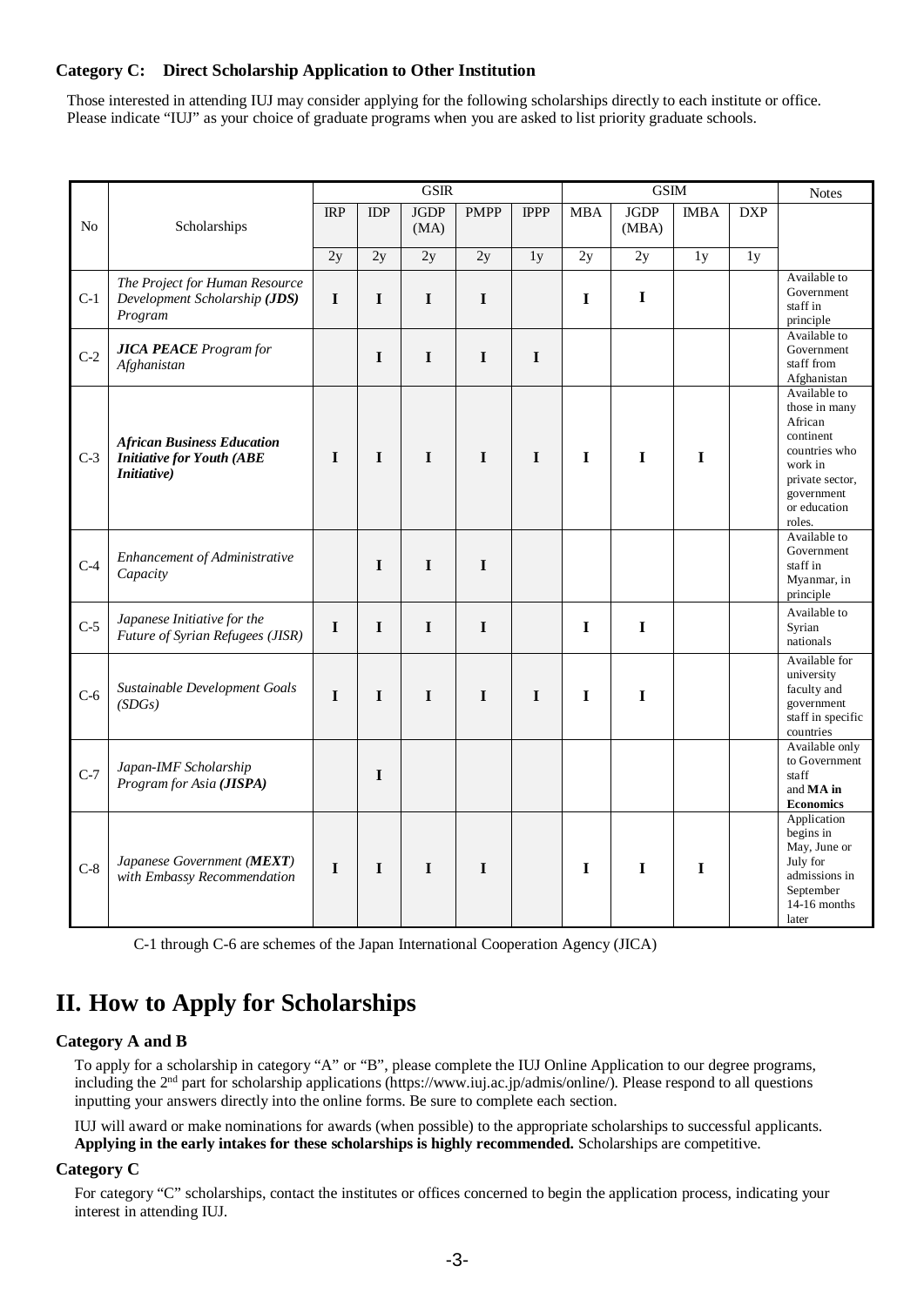**Category C: Direct Scholarship Application to Other Institution**

Those interested in attending IUJ may consider applying for the following scholarships directly to each institute or office. Please indicate "IUJ" as your choice of graduate programs when you are asked to list priority graduate schools.

| No | Scholarships | GSIR | | | | | GSIM | | | | Notes |
|---|---|---|---|---|---|---|---|---|---|---|---|
| | | IRP | IDP | JGDP (MA) | PMPP | IPPP | MBA | JGDP (MBA) | IMBA | DXP | |
| | | 2y | 2y | 2y | 2y | 1y | 2y | 2y | 1y | 1y | |
| C-1 | *The Project for Human Resource Development Scholarship **(JDS)** Program* | I | I | I | I | | I | I | | | Available to Government staff in principle |
| C-2 | ***JICA PEACE** Program for Afghanistan* | | I | I | I | I | | | | | Available to Government staff from Afghanistan |
| C-3 | ***African Business Education Initiative for Youth (ABE Initiative)*** | I | I | I | I | I | I | I | I | | Available to those in many African continent countries who work in private sector, government or education roles. |
| C-4 | *Enhancement of Administrative Capacity* | | I | I | I | | | | | | Available to Government staff in Myanmar, in principle |
| C-5 | *Japanese Initiative for the Future of Syrian Refugees (JISR)* | I | I | I | I | | I | I | | | Available to Syrian nationals |
| C-6 | *Sustainable Development Goals (SDGs)* | I | I | I | I | I | I | I | | | Available for university faculty and government staff in specific countries |
| C-7 | *Japan-IMF Scholarship Program for Asia **(JISPA)*** | | I | | | | | | | | Available only to Government staff and **MA in Economics** |
| C-8 | *Japanese Government (**MEXT**) with Embassy Recommendation* | I | I | I | I | | I | I | I | | Application begins in May, June or July for admissions in September 14-16 months later |

C-1 through C-6 are schemes of the Japan International Cooperation Agency (JICA)

# II. How to Apply for Scholarships

### Category A and B

To apply for a scholarship in category "A" or "B", please complete the IUJ Online Application to our degree programs, including the 2nd part for scholarship applications (https://www.iuj.ac.jp/admis/online/). Please respond to all questions inputting your answers directly into the online forms. Be sure to complete each section.

IUJ will award or make nominations for awards (when possible) to the appropriate scholarships to successful applicants. **Applying in the early intakes for these scholarships is highly recommended.** Scholarships are competitive.

### Category C

For category "C" scholarships, contact the institutes or offices concerned to begin the application process, indicating your interest in attending IUJ.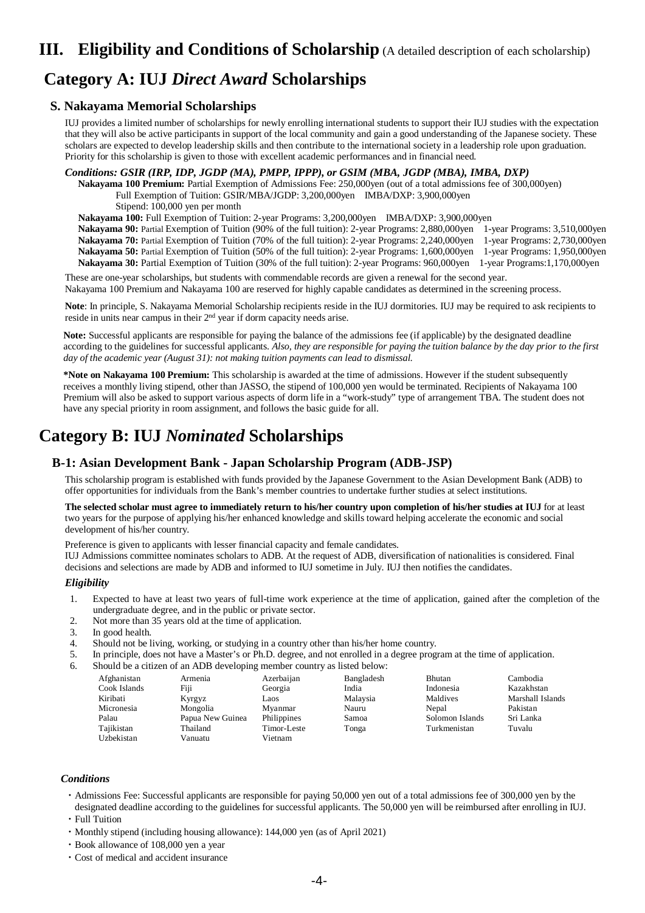# III. Eligibility and Conditions of Scholarship (A detailed description of each scholarship)

## Category A: IUJ *Direct Award* Scholarships

### S. Nakayama Memorial Scholarships

IUJ provides a limited number of scholarships for newly enrolling international students to support their IUJ studies with the expectation that they will also be active participants in support of the local community and gain a good understanding of the Japanese society. These scholars are expected to develop leadership skills and then contribute to the international society in a leadership role upon graduation. Priority for this scholarship is given to those with excellent academic performances and in financial need.

***Conditions: GSIR (IRP, IDP, JGDP (MA), PMPP, IPPP), or GSIM (MBA, JGDP (MBA), IMBA, DXP)***

**Nakayama 100 Premium:** Partial Exemption of Admissions Fee: 250,000yen (out of a total admissions fee of 300,000yen)
Full Exemption of Tuition: GSIR/MBA/JGDP: 3,200,000yen IMBA/DXP: 3,900,000yen
Stipend: 100,000 yen per month

**Nakayama 100:** Full Exemption of Tuition: 2-year Programs: 3,200,000yen IMBA/DXP: 3,900,000yen

**Nakayama 90:** Partial Exemption of Tuition (90% of the full tuition): 2-year Programs: 2,880,000yen 1-year Programs: 3,510,000yen

**Nakayama 70:** Partial Exemption of Tuition (70% of the full tuition): 2-year Programs: 2,240,000yen 1-year Programs: 2,730,000yen

**Nakayama 50:** Partial Exemption of Tuition (50% of the full tuition): 2-year Programs: 1,600,000yen 1-year Programs: 1,950,000yen

**Nakayama 30:** Partial Exemption of Tuition (30% of the full tuition): 2-year Programs: 960,000yen 1-year Programs:1,170,000yen

These are one-year scholarships, but students with commendable records are given a renewal for the second year.
Nakayama 100 Premium and Nakayama 100 are reserved for highly capable candidates as determined in the screening process.

**Note**: In principle, S. Nakayama Memorial Scholarship recipients reside in the IUJ dormitories. IUJ may be required to ask recipients to reside in units near campus in their 2nd year if dorm capacity needs arise.

**Note:** Successful applicants are responsible for paying the balance of the admissions fee (if applicable) by the designated deadline according to the guidelines for successful applicants. *Also, they are responsible for paying the tuition balance by the day prior to the first day of the academic year (August 31): not making tuition payments can lead to dismissal.*

**\*Note on Nakayama 100 Premium:** This scholarship is awarded at the time of admissions. However if the student subsequently receives a monthly living stipend, other than JASSO, the stipend of 100,000 yen would be terminated. Recipients of Nakayama 100 Premium will also be asked to support various aspects of dorm life in a "work-study" type of arrangement TBA. The student does not have any special priority in room assignment, and follows the basic guide for all.

## Category B: IUJ *Nominated* Scholarships

### B-1: Asian Development Bank - Japan Scholarship Program (ADB-JSP)

This scholarship program is established with funds provided by the Japanese Government to the Asian Development Bank (ADB) to offer opportunities for individuals from the Bank's member countries to undertake further studies at select institutions.

**The selected scholar must agree to immediately return to his/her country upon completion of his/her studies at IUJ** for at least two years for the purpose of applying his/her enhanced knowledge and skills toward helping accelerate the economic and social development of his/her country.

Preference is given to applicants with lesser financial capacity and female candidates.
IUJ Admissions committee nominates scholars to ADB. At the request of ADB, diversification of nationalities is considered. Final decisions and selections are made by ADB and informed to IUJ sometime in July. IUJ then notifies the candidates.

***Eligibility***

1. Expected to have at least two years of full-time work experience at the time of application, gained after the completion of the undergraduate degree, and in the public or private sector.
2. Not more than 35 years old at the time of application.
3. In good health.
4. Should not be living, working, or studying in a country other than his/her home country.
5. In principle, does not have a Master's or Ph.D. degree, and not enrolled in a degree program at the time of application.
6. Should be a citizen of an ADB developing member country as listed below:

| | | | | | |
|---|---|---|---|---|---|
| Afghanistan | Armenia | Azerbaijan | Bangladesh | Bhutan | Cambodia |
| Cook Islands | Fiji | Georgia | India | Indonesia | Kazakhstan |
| Kiribati | Kyrgyz | Laos | Malaysia | Maldives | Marshall Islands |
| Micronesia | Mongolia | Myanmar | Nauru | Nepal | Pakistan |
| Palau | Papua New Guinea | Philippines | Samoa | Solomon Islands | Sri Lanka |
| Tajikistan | Thailand | Timor-Leste | Tonga | Turkmenistan | Tuvalu |
| Uzbekistan | Vanuatu | Vietnam | | | |

***Conditions***

- Admissions Fee: Successful applicants are responsible for paying 50,000 yen out of a total admissions fee of 300,000 yen by the designated deadline according to the guidelines for successful applicants. The 50,000 yen will be reimbursed after enrolling in IUJ.
- Full Tuition
- Monthly stipend (including housing allowance): 144,000 yen (as of April 2021)
- Book allowance of 108,000 yen a year
- Cost of medical and accident insurance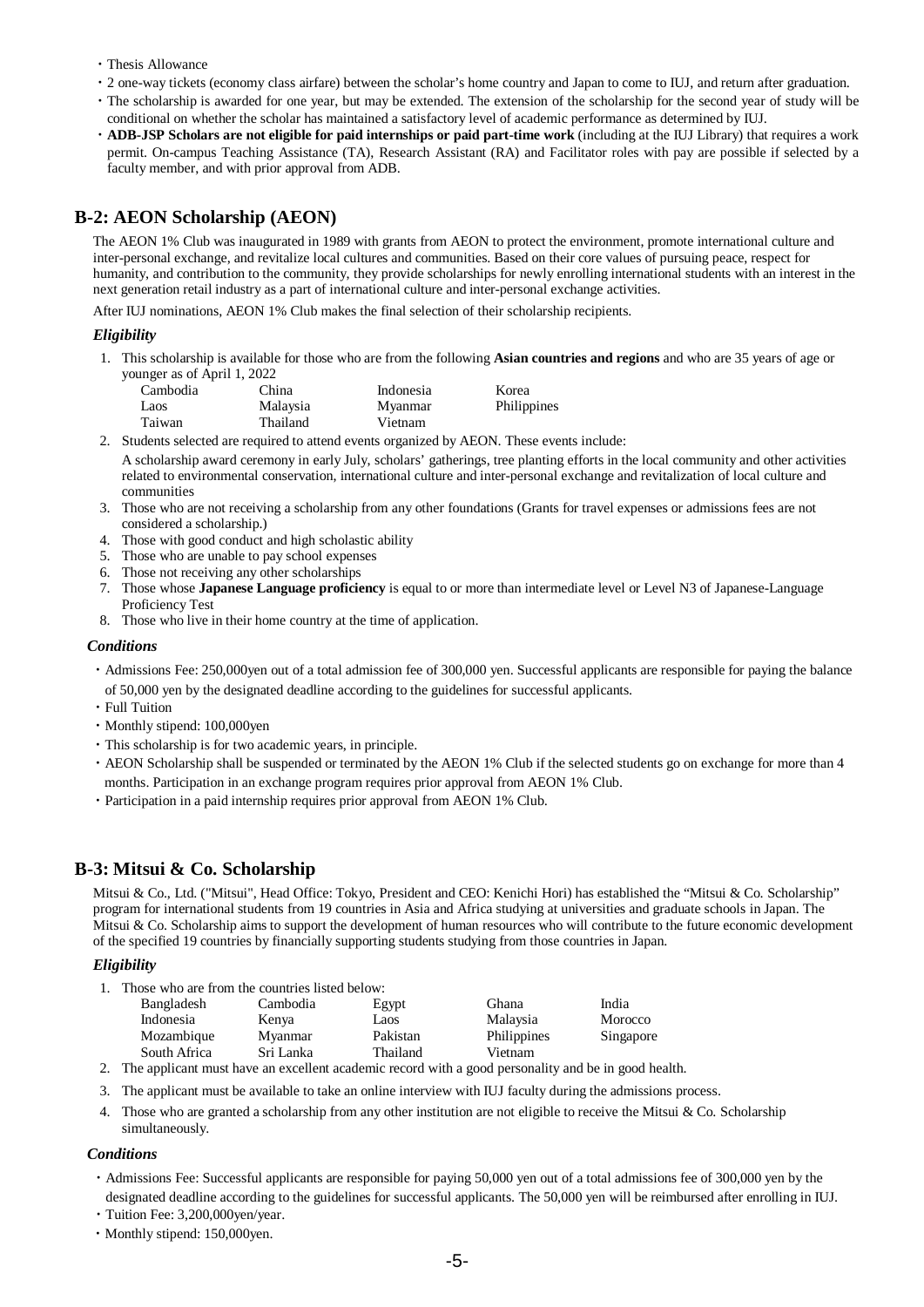- Thesis Allowance
- 2 one-way tickets (economy class airfare) between the scholar's home country and Japan to come to IUJ, and return after graduation.
- The scholarship is awarded for one year, but may be extended. The extension of the scholarship for the second year of study will be conditional on whether the scholar has maintained a satisfactory level of academic performance as determined by IUJ.
- **ADB-JSP Scholars are not eligible for paid internships or paid part-time work** (including at the IUJ Library) that requires a work permit. On-campus Teaching Assistance (TA), Research Assistant (RA) and Facilitator roles with pay are possible if selected by a faculty member, and with prior approval from ADB.

## B-2: AEON Scholarship (AEON)

The AEON 1% Club was inaugurated in 1989 with grants from AEON to protect the environment, promote international culture and inter-personal exchange, and revitalize local cultures and communities. Based on their core values of pursuing peace, respect for humanity, and contribution to the community, they provide scholarships for newly enrolling international students with an interest in the next generation retail industry as a part of international culture and inter-personal exchange activities.

After IUJ nominations, AEON 1% Club makes the final selection of their scholarship recipients.

### *Eligibility*

1. This scholarship is available for those who are from the following **Asian countries and regions** and who are 35 years of age or younger as of April 1, 2022

| | | | |
|---|---|---|---|
| Cambodia | China | Indonesia | Korea |
| Laos | Malaysia | Myanmar | Philippines |
| Taiwan | Thailand | Vietnam | |

2. Students selected are required to attend events organized by AEON. These events include:
   A scholarship award ceremony in early July, scholars' gatherings, tree planting efforts in the local community and other activities related to environmental conservation, international culture and inter-personal exchange and revitalization of local culture and communities
3. Those who are not receiving a scholarship from any other foundations (Grants for travel expenses or admissions fees are not considered a scholarship.)
4. Those with good conduct and high scholastic ability
5. Those who are unable to pay school expenses
6. Those not receiving any other scholarships
7. Those whose **Japanese Language proficiency** is equal to or more than intermediate level or Level N3 of Japanese-Language Proficiency Test
8. Those who live in their home country at the time of application.

### *Conditions*

- Admissions Fee: 250,000yen out of a total admission fee of 300,000 yen. Successful applicants are responsible for paying the balance of 50,000 yen by the designated deadline according to the guidelines for successful applicants.
- Full Tuition
- Monthly stipend: 100,000yen
- This scholarship is for two academic years, in principle.
- AEON Scholarship shall be suspended or terminated by the AEON 1% Club if the selected students go on exchange for more than 4 months. Participation in an exchange program requires prior approval from AEON 1% Club.
- Participation in a paid internship requires prior approval from AEON 1% Club.

## B-3: Mitsui & Co. Scholarship

Mitsui & Co., Ltd. ("Mitsui", Head Office: Tokyo, President and CEO: Kenichi Hori) has established the "Mitsui & Co. Scholarship" program for international students from 19 countries in Asia and Africa studying at universities and graduate schools in Japan. The Mitsui & Co. Scholarship aims to support the development of human resources who will contribute to the future economic development of the specified 19 countries by financially supporting students studying from those countries in Japan.

### *Eligibility*

1. Those who are from the countries listed below:

| | | | | |
|---|---|---|---|---|
| Bangladesh | Cambodia | Egypt | Ghana | India |
| Indonesia | Kenya | Laos | Malaysia | Morocco |
| Mozambique | Myanmar | Pakistan | Philippines | Singapore |
| South Africa | Sri Lanka | Thailand | Vietnam | |

2. The applicant must have an excellent academic record with a good personality and be in good health.
3. The applicant must be available to take an online interview with IUJ faculty during the admissions process.
4. Those who are granted a scholarship from any other institution are not eligible to receive the Mitsui & Co. Scholarship simultaneously.

### *Conditions*

- Admissions Fee: Successful applicants are responsible for paying 50,000 yen out of a total admissions fee of 300,000 yen by the designated deadline according to the guidelines for successful applicants. The 50,000 yen will be reimbursed after enrolling in IUJ.
- Tuition Fee: 3,200,000yen/year.
- Monthly stipend: 150,000yen.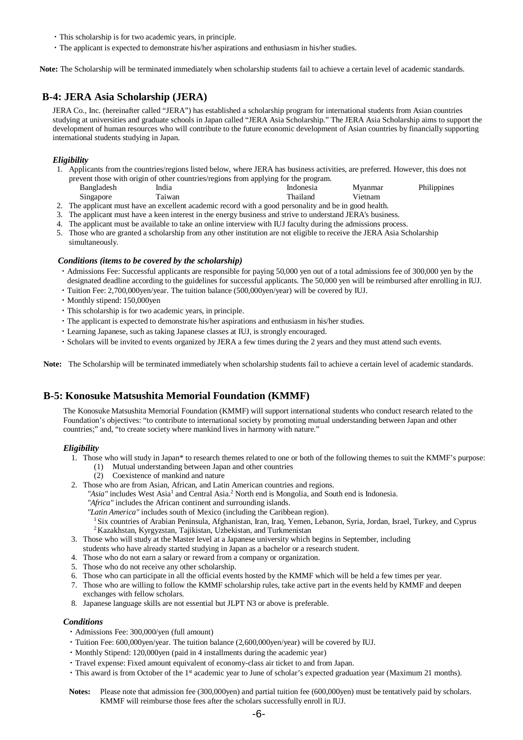・This scholarship is for two academic years, in principle.
・The applicant is expected to demonstrate his/her aspirations and enthusiasm in his/her studies.

**Note:** The Scholarship will be terminated immediately when scholarship students fail to achieve a certain level of academic standards.

## B-4: JERA Asia Scholarship (JERA)

JERA Co., Inc. (hereinafter called "JERA") has established a scholarship program for international students from Asian countries studying at universities and graduate schools in Japan called "JERA Asia Scholarship." The JERA Asia Scholarship aims to support the development of human resources who will contribute to the future economic development of Asian countries by financially supporting international students studying in Japan.

### *Eligibility*

1. Applicants from the countries/regions listed below, where JERA has business activities, are preferred. However, this does not prevent those with origin of other countries/regions from applying for the program.

| | | | | |
|---|---|---|---|---|
| Bangladesh | India | Indonesia | Myanmar | Philippines |
| Singapore | Taiwan | Thailand | Vietnam | |

2. The applicant must have an excellent academic record with a good personality and be in good health.
3. The applicant must have a keen interest in the energy business and strive to understand JERA's business.
4. The applicant must be available to take an online interview with IUJ faculty during the admissions process.
5. Those who are granted a scholarship from any other institution are not eligible to receive the JERA Asia Scholarship simultaneously.

### *Conditions (items to be covered by the scholarship)*

・Admissions Fee: Successful applicants are responsible for paying 50,000 yen out of a total admissions fee of 300,000 yen by the designated deadline according to the guidelines for successful applicants. The 50,000 yen will be reimbursed after enrolling in IUJ.
・Tuition Fee: 2,700,000yen/year. The tuition balance (500,000yen/year) will be covered by IUJ.
・Monthly stipend: 150,000yen
・This scholarship is for two academic years, in principle.
・The applicant is expected to demonstrate his/her aspirations and enthusiasm in his/her studies.
・Learning Japanese, such as taking Japanese classes at IUJ, is strongly encouraged.
・Scholars will be invited to events organized by JERA a few times during the 2 years and they must attend such events.

**Note:** The Scholarship will be terminated immediately when scholarship students fail to achieve a certain level of academic standards.

## B-5: Konosuke Matsushita Memorial Foundation (KMMF)

The Konosuke Matsushita Memorial Foundation (KMMF) will support international students who conduct research related to the Foundation's objectives: "to contribute to international society by promoting mutual understanding between Japan and other countries;" and, "to create society where mankind lives in harmony with nature."

### *Eligibility*

1. Those who will study in Japan* to research themes related to one or both of the following themes to suit the KMMF's purpose:
   (1) Mutual understanding between Japan and other countries
   (2) Coexistence of mankind and nature
2. Those who are from Asian, African, and Latin American countries and regions.
   *"Asia"* includes West Asia[1] and Central Asia.[2] North end is Mongolia, and South end is Indonesia.
   *"Africa"* includes the African continent and surrounding islands.
   *"Latin America"* includes south of Mexico (including the Caribbean region).
   [1] Six countries of Arabian Peninsula, Afghanistan, Iran, Iraq, Yemen, Lebanon, Syria, Jordan, Israel, Turkey, and Cyprus
   [2] Kazakhstan, Kyrgyzstan, Tajikistan, Uzbekistan, and Turkmenistan
3. Those who will study at the Master level at a Japanese university which begins in September, including students who have already started studying in Japan as a bachelor or a research student.
4. Those who do not earn a salary or reward from a company or organization.
5. Those who do not receive any other scholarship.
6. Those who can participate in all the official events hosted by the KMMF which will be held a few times per year.
7. Those who are willing to follow the KMMF scholarship rules, take active part in the events held by KMMF and deepen exchanges with fellow scholars.
8. Japanese language skills are not essential but JLPT N3 or above is preferable.

### *Conditions*

・Admissions Fee: 300,000/yen (full amount)
・Tuition Fee: 600,000yen/year. The tuition balance (2,600,000yen/year) will be covered by IUJ.
・Monthly Stipend: 120,000yen (paid in 4 installments during the academic year)
・Travel expense: Fixed amount equivalent of economy-class air ticket to and from Japan.
・This award is from October of the 1st academic year to June of scholar's expected graduation year (Maximum 21 months).

**Notes:** Please note that admission fee (300,000yen) and partial tuition fee (600,000yen) must be tentatively paid by scholars. KMMF will reimburse those fees after the scholars successfully enroll in IUJ.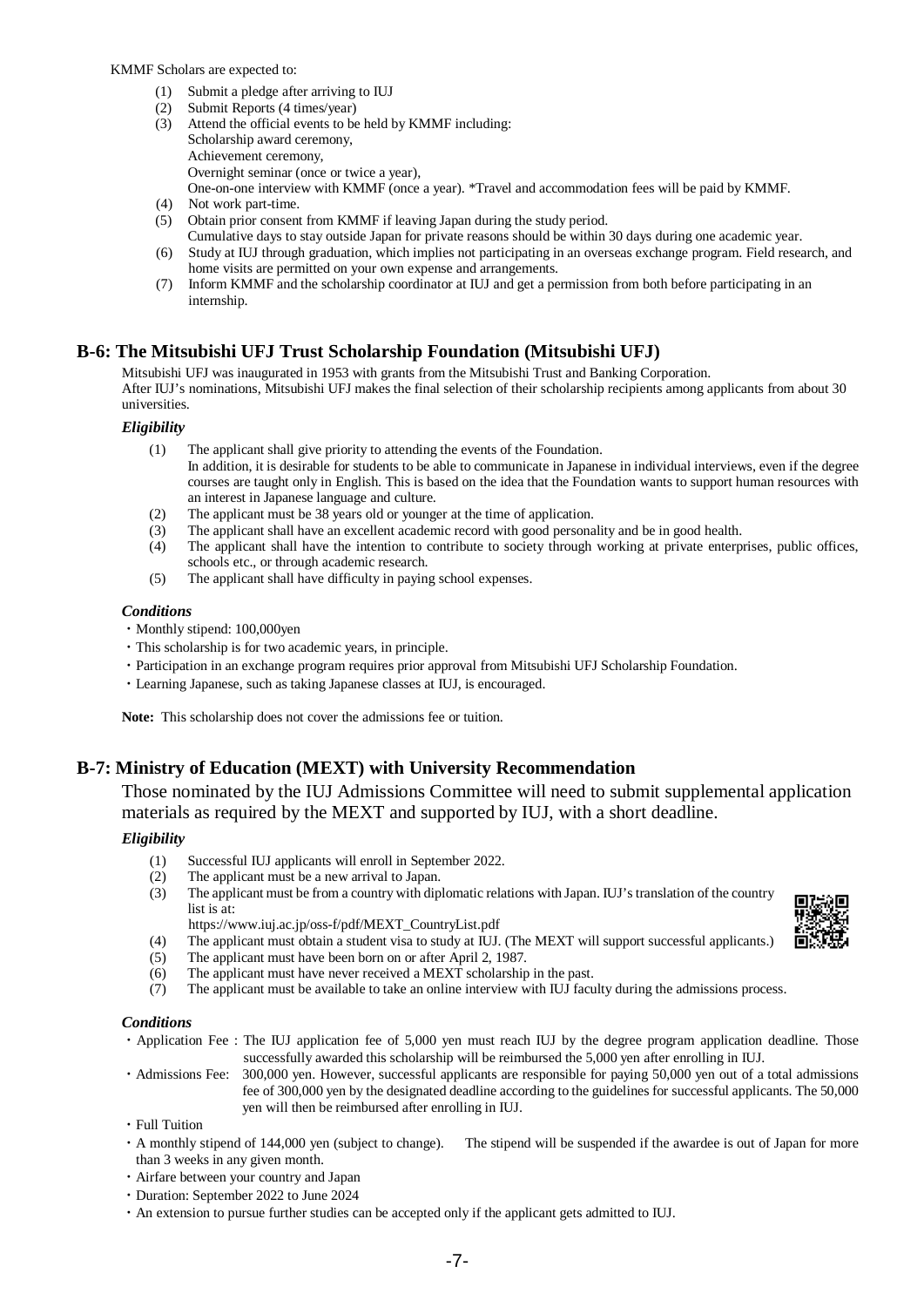KMMF Scholars are expected to:

1. Submit a pledge after arriving to IUJ
2. Submit Reports (4 times/year)
3. Attend the official events to be held by KMMF including:
   Scholarship award ceremony,
   Achievement ceremony,
   Overnight seminar (once or twice a year),
   One-on-one interview with KMMF (once a year). *Travel and accommodation fees will be paid by KMMF.
4. Not work part-time.
5. Obtain prior consent from KMMF if leaving Japan during the study period.
   Cumulative days to stay outside Japan for private reasons should be within 30 days during one academic year.
6. Study at IUJ through graduation, which implies not participating in an overseas exchange program. Field research, and home visits are permitted on your own expense and arrangements.
7. Inform KMMF and the scholarship coordinator at IUJ and get a permission from both before participating in an internship.

## B-6: The Mitsubishi UFJ Trust Scholarship Foundation (Mitsubishi UFJ)

Mitsubishi UFJ was inaugurated in 1953 with grants from the Mitsubishi Trust and Banking Corporation.
After IUJ's nominations, Mitsubishi UFJ makes the final selection of their scholarship recipients among applicants from about 30 universities.

### *Eligibility*

1. The applicant shall give priority to attending the events of the Foundation.
   In addition, it is desirable for students to be able to communicate in Japanese in individual interviews, even if the degree courses are taught only in English. This is based on the idea that the Foundation wants to support human resources with an interest in Japanese language and culture.
2. The applicant must be 38 years old or younger at the time of application.
3. The applicant shall have an excellent academic record with good personality and be in good health.
4. The applicant shall have the intention to contribute to society through working at private enterprises, public offices, schools etc., or through academic research.
5. The applicant shall have difficulty in paying school expenses.

### *Conditions*

・Monthly stipend: 100,000yen
・This scholarship is for two academic years, in principle.
・Participation in an exchange program requires prior approval from Mitsubishi UFJ Scholarship Foundation.
・Learning Japanese, such as taking Japanese classes at IUJ, is encouraged.

**Note:** This scholarship does not cover the admissions fee or tuition.

## B-7: Ministry of Education (MEXT) with University Recommendation

Those nominated by the IUJ Admissions Committee will need to submit supplemental application materials as required by the MEXT and supported by IUJ, with a short deadline.

### *Eligibility*

1. Successful IUJ applicants will enroll in September 2022.
2. The applicant must be a new arrival to Japan.
3. The applicant must be from a country with diplomatic relations with Japan. IUJ's translation of the country list is at:
   https://www.iuj.ac.jp/oss-f/pdf/MEXT_CountryList.pdf
4. The applicant must obtain a student visa to study at IUJ. (The MEXT will support successful applicants.)
5. The applicant must have been born on or after April 2, 1987.
6. The applicant must have never received a MEXT scholarship in the past.
7. The applicant must be available to take an online interview with IUJ faculty during the admissions process.

### *Conditions*

・Application Fee : The IUJ application fee of 5,000 yen must reach IUJ by the degree program application deadline. Those successfully awarded this scholarship will be reimbursed the 5,000 yen after enrolling in IUJ.
・Admissions Fee: 300,000 yen. However, successful applicants are responsible for paying 50,000 yen out of a total admissions fee of 300,000 yen by the designated deadline according to the guidelines for successful applicants. The 50,000 yen will then be reimbursed after enrolling in IUJ.
・Full Tuition
・A monthly stipend of 144,000 yen (subject to change). The stipend will be suspended if the awardee is out of Japan for more than 3 weeks in any given month.
・Airfare between your country and Japan
・Duration: September 2022 to June 2024
・An extension to pursue further studies can be accepted only if the applicant gets admitted to IUJ.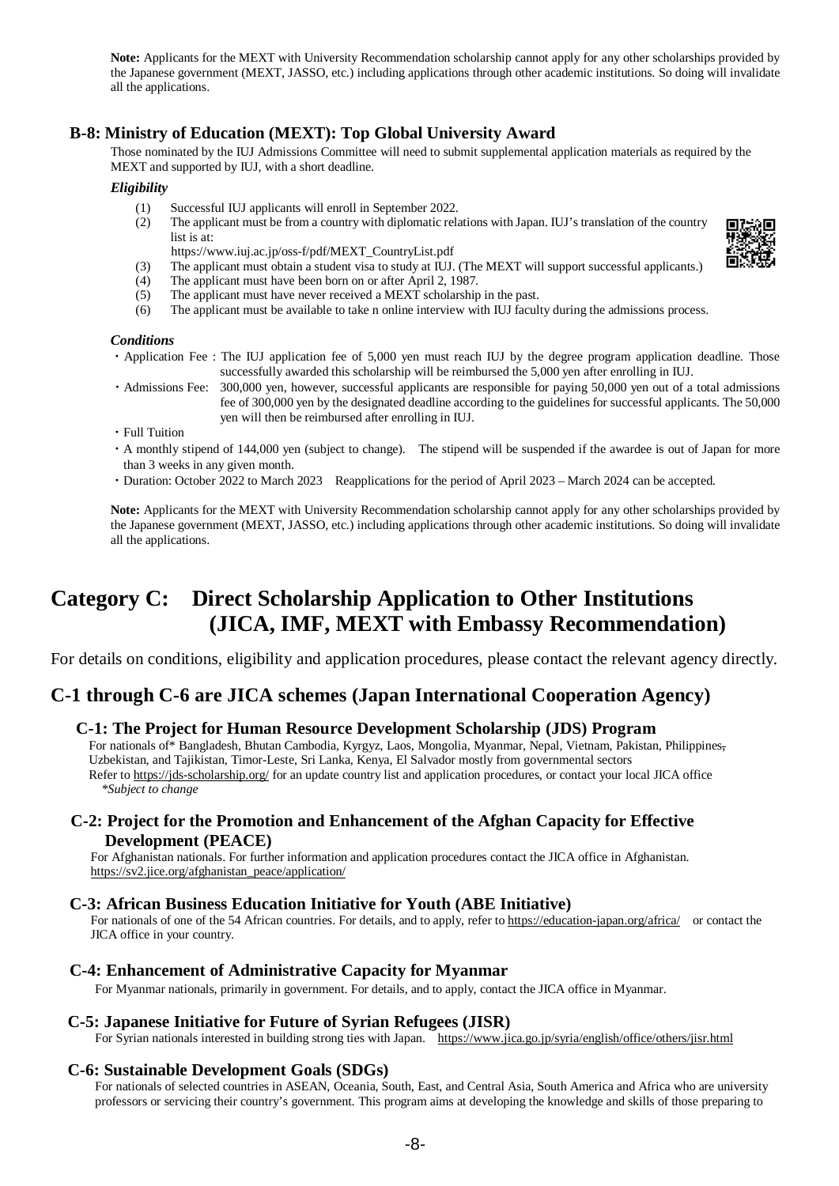**Note:** Applicants for the MEXT with University Recommendation scholarship cannot apply for any other scholarships provided by the Japanese government (MEXT, JASSO, etc.) including applications through other academic institutions. So doing will invalidate all the applications.

### B-8: Ministry of Education (MEXT): Top Global University Award

Those nominated by the IUJ Admissions Committee will need to submit supplemental application materials as required by the MEXT and supported by IUJ, with a short deadline.

***Eligibility***

(1) Successful IUJ applicants will enroll in September 2022.
(2) The applicant must be from a country with diplomatic relations with Japan. IUJ's translation of the country list is at:
https://www.iuj.ac.jp/oss-f/pdf/MEXT_CountryList.pdf
(3) The applicant must obtain a student visa to study at IUJ. (The MEXT will support successful applicants.)
(4) The applicant must have been born on or after April 2, 1987.
(5) The applicant must have never received a MEXT scholarship in the past.
(6) The applicant must be available to take n online interview with IUJ faculty during the admissions process.

***Conditions***

- Application Fee : The IUJ application fee of 5,000 yen must reach IUJ by the degree program application deadline. Those successfully awarded this scholarship will be reimbursed the 5,000 yen after enrolling in IUJ.
- Admissions Fee: 300,000 yen, however, successful applicants are responsible for paying 50,000 yen out of a total admissions fee of 300,000 yen by the designated deadline according to the guidelines for successful applicants. The 50,000 yen will then be reimbursed after enrolling in IUJ.
- Full Tuition
- A monthly stipend of 144,000 yen (subject to change). The stipend will be suspended if the awardee is out of Japan for more than 3 weeks in any given month.
- Duration: October 2022 to March 2023 Reapplications for the period of April 2023 – March 2024 can be accepted.

**Note:** Applicants for the MEXT with University Recommendation scholarship cannot apply for any other scholarships provided by the Japanese government (MEXT, JASSO, etc.) including applications through other academic institutions. So doing will invalidate all the applications.

# Category C: Direct Scholarship Application to Other Institutions (JICA, IMF, MEXT with Embassy Recommendation)

For details on conditions, eligibility and application procedures, please contact the relevant agency directly.

## C-1 through C-6 are JICA schemes (Japan International Cooperation Agency)

### C-1: The Project for Human Resource Development Scholarship (JDS) Program

For nationals of* Bangladesh, Bhutan Cambodia, Kyrgyz, Laos, Mongolia, Myanmar, Nepal, Vietnam, Pakistan, Philippines, Uzbekistan, and Tajikistan, Timor-Leste, Sri Lanka, Kenya, El Salvador mostly from governmental sectors
Refer to https://jds-scholarship.org/ for an update country list and application procedures, or contact your local JICA office
*\*Subject to change*

### C-2: Project for the Promotion and Enhancement of the Afghan Capacity for Effective Development (PEACE)

For Afghanistan nationals. For further information and application procedures contact the JICA office in Afghanistan.
https://sv2.jice.org/afghanistan_peace/application/

### C-3: African Business Education Initiative for Youth (ABE Initiative)

For nationals of one of the 54 African countries. For details, and to apply, refer to https://education-japan.org/africa/ or contact the JICA office in your country.

### C-4: Enhancement of Administrative Capacity for Myanmar

For Myanmar nationals, primarily in government. For details, and to apply, contact the JICA office in Myanmar.

### C-5: Japanese Initiative for Future of Syrian Refugees (JISR)

For Syrian nationals interested in building strong ties with Japan. https://www.jica.go.jp/syria/english/office/others/jisr.html

### C-6: Sustainable Development Goals (SDGs)

For nationals of selected countries in ASEAN, Oceania, South, East, and Central Asia, South America and Africa who are university professors or servicing their country's government. This program aims at developing the knowledge and skills of those preparing to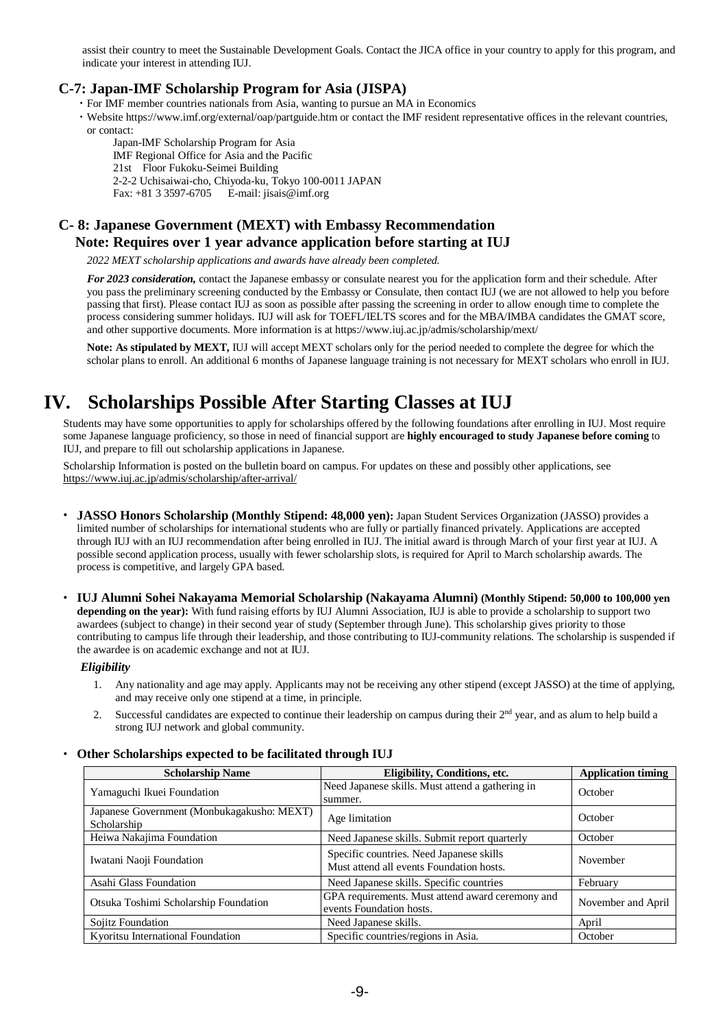assist their country to meet the Sustainable Development Goals. Contact the JICA office in your country to apply for this program, and indicate your interest in attending IUJ.

### C-7: Japan-IMF Scholarship Program for Asia (JISPA)

- For IMF member countries nationals from Asia, wanting to pursue an MA in Economics
- Website https://www.imf.org/external/oap/partguide.htm or contact the IMF resident representative offices in the relevant countries, or contact:

  Japan-IMF Scholarship Program for Asia
  IMF Regional Office for Asia and the Pacific
  21st Floor Fukoku-Seimei Building
  2-2-2 Uchisaiwai-cho, Chiyoda-ku, Tokyo 100-0011 JAPAN
  Fax: +81 3 3597-6705 E-mail: jisais@imf.org

### C- 8: Japanese Government (MEXT) with Embassy Recommendation
### Note: Requires over 1 year advance application before starting at IUJ

*2022 MEXT scholarship applications and awards have already been completed.*

***For 2023 consideration,*** contact the Japanese embassy or consulate nearest you for the application form and their schedule. After you pass the preliminary screening conducted by the Embassy or Consulate, then contact IUJ (we are not allowed to help you before passing that first). Please contact IUJ as soon as possible after passing the screening in order to allow enough time to complete the process considering summer holidays. IUJ will ask for TOEFL/IELTS scores and for the MBA/IMBA candidates the GMAT score, and other supportive documents. More information is at https://www.iuj.ac.jp/admis/scholarship/mext/

**Note: As stipulated by MEXT,** IUJ will accept MEXT scholars only for the period needed to complete the degree for which the scholar plans to enroll. An additional 6 months of Japanese language training is not necessary for MEXT scholars who enroll in IUJ.

# IV. Scholarships Possible After Starting Classes at IUJ

Students may have some opportunities to apply for scholarships offered by the following foundations after enrolling in IUJ. Most require some Japanese language proficiency, so those in need of financial support are **highly encouraged to study Japanese before coming** to IUJ, and prepare to fill out scholarship applications in Japanese.

Scholarship Information is posted on the bulletin board on campus. For updates on these and possibly other applications, see https://www.iuj.ac.jp/admis/scholarship/after-arrival/

- **JASSO Honors Scholarship (Monthly Stipend: 48,000 yen):** Japan Student Services Organization (JASSO) provides a limited number of scholarships for international students who are fully or partially financed privately. Applications are accepted through IUJ with an IUJ recommendation after being enrolled in IUJ. The initial award is through March of your first year at IUJ. A possible second application process, usually with fewer scholarship slots, is required for April to March scholarship awards. The process is competitive, and largely GPA based.

- **IUJ Alumni Sohei Nakayama Memorial Scholarship (Nakayama Alumni) (Monthly Stipend: 50,000 to 100,000 yen depending on the year):** With fund raising efforts by IUJ Alumni Association, IUJ is able to provide a scholarship to support two awardees (subject to change) in their second year of study (September through June). This scholarship gives priority to those contributing to campus life through their leadership, and those contributing to IUJ-community relations. The scholarship is suspended if the awardee is on academic exchange and not at IUJ.

  ***Eligibility***

  1. Any nationality and age may apply. Applicants may not be receiving any other stipend (except JASSO) at the time of applying, and may receive only one stipend at a time, in principle.
  2. Successful candidates are expected to continue their leadership on campus during their 2nd year, and as alum to help build a strong IUJ network and global community.

- **Other Scholarships expected to be facilitated through IUJ**

| Scholarship Name | Eligibility, Conditions, etc. | Application timing |
|---|---|---|
| Yamaguchi Ikuei Foundation | Need Japanese skills. Must attend a gathering in summer. | October |
| Japanese Government (Monbukagakusho: MEXT) Scholarship | Age limitation | October |
| Heiwa Nakajima Foundation | Need Japanese skills. Submit report quarterly | October |
| Iwatani Naoji Foundation | Specific countries. Need Japanese skills Must attend all events Foundation hosts. | November |
| Asahi Glass Foundation | Need Japanese skills. Specific countries | February |
| Otsuka Toshimi Scholarship Foundation | GPA requirements. Must attend award ceremony and events Foundation hosts. | November and April |
| Sojitz Foundation | Need Japanese skills. | April |
| Kyoritsu International Foundation | Specific countries/regions in Asia. | October |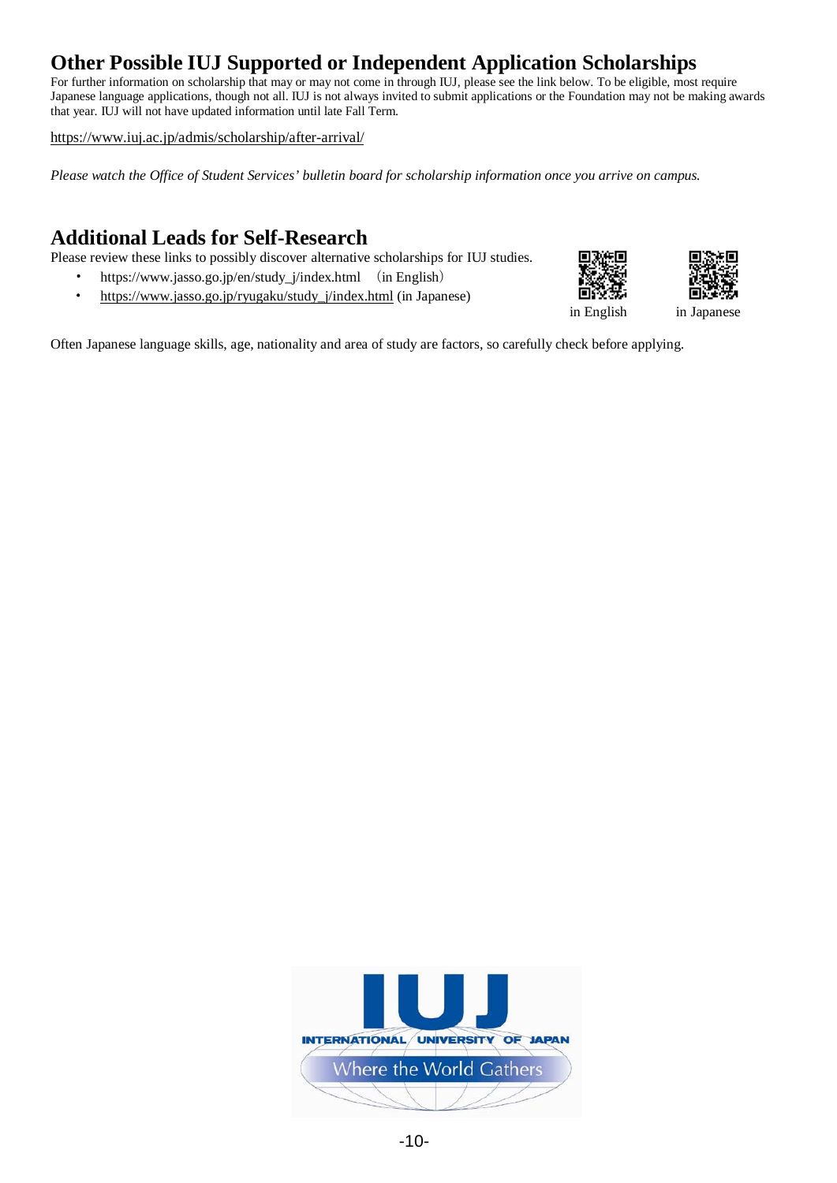## Other Possible IUJ Supported or Independent Application Scholarships

For further information on scholarship that may or may not come in through IUJ, please see the link below. To be eligible, most require Japanese language applications, though not all. IUJ is not always invited to submit applications or the Foundation may not be making awards that year. IUJ will not have updated information until late Fall Term.

https://www.iuj.ac.jp/admis/scholarship/after-arrival/

*Please watch the Office of Student Services' bulletin board for scholarship information once you arrive on campus.*

## Additional Leads for Self-Research

Please review these links to possibly discover alternative scholarships for IUJ studies.

- https://www.jasso.go.jp/en/study_j/index.html （in English）
- https://www.jasso.go.jp/ryugaku/study_j/index.html (in Japanese)

in English

in Japanese

Often Japanese language skills, age, nationality and area of study are factors, so carefully check before applying.

INTERNATIONAL UNIVERSITY OF JAPAN

Where the World Gathers